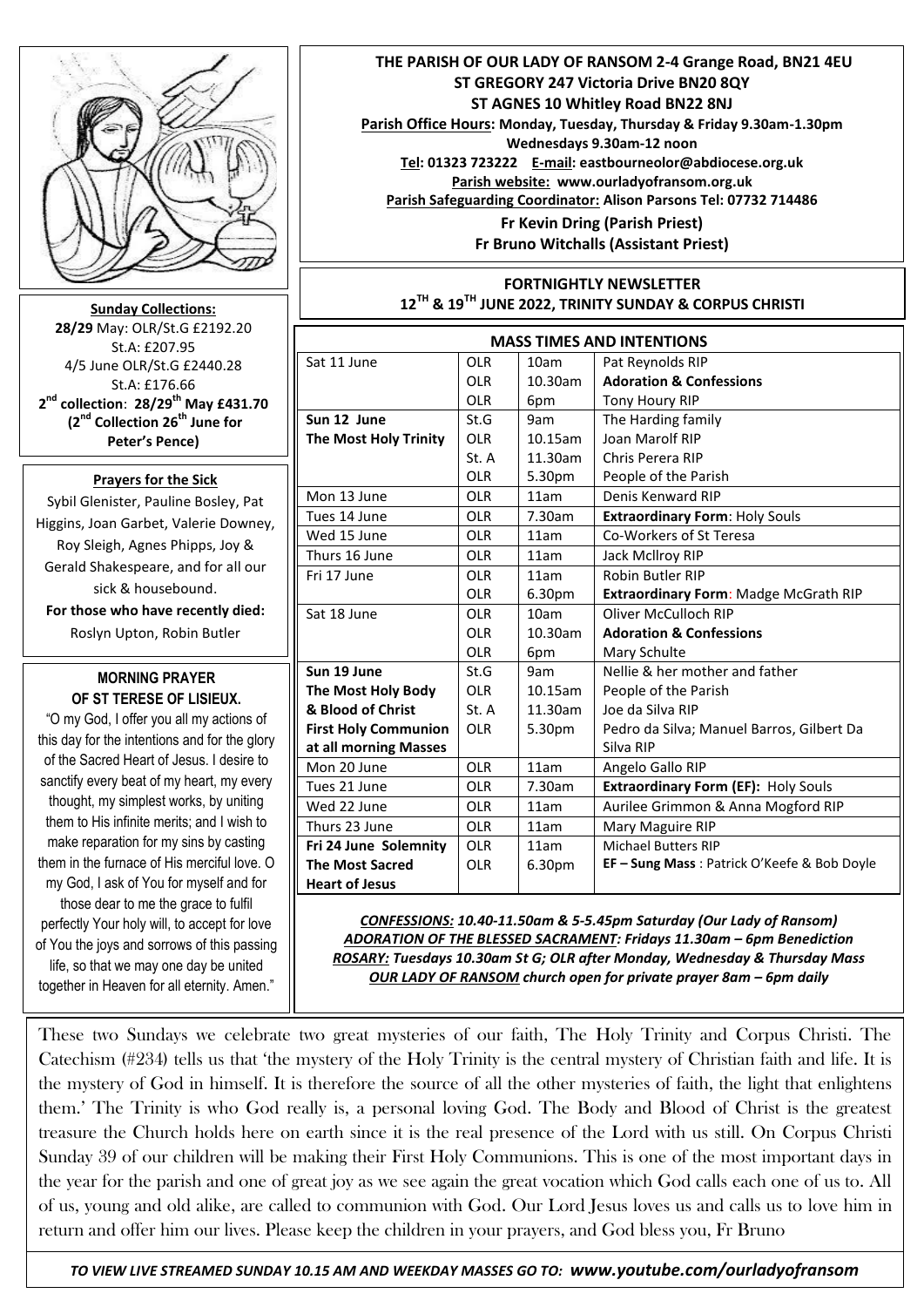**THE PARISH OF OUR LADY OF RANSOM 2-4 Grange Road, BN21 4EU**
**ST GREGORY 247 Victoria Drive BN20 8QY**
**ST AGNES 10 Whitley Road BN22 8NJ**

**Parish Office Hours: Monday, Tuesday, Thursday & Friday 9.30am-1.30pm**
**Wednesdays 9.30am-12 noon**
**Tel: 01323 723222 E-mail: eastbourneolor@abdiocese.org.uk**
**Parish website: www.ourladyofransom.org.uk**
**Parish Safeguarding Coordinator: Alison Parsons Tel: 07732 714486**

**Fr Kevin Dring (Parish Priest)**
**Fr Bruno Witchalls (Assistant Priest)**

## FORTNIGHTLY NEWSLETTER
## 12TH & 19TH JUNE 2022, TRINITY SUNDAY & CORPUS CHRISTI

**Sunday Collections:**
**28/29** May: OLR/St.G £2192.20
St.A: £207.95
4/5 June OLR/St.G £2440.28
St.A: £176.66
**2nd collection: 28/29th May £431.70**
**(2nd Collection 26th June for Peter's Pence)**

**Prayers for the Sick**
Sybil Glenister, Pauline Bosley, Pat Higgins, Joan Garbet, Valerie Downey, Roy Sleigh, Agnes Phipps, Joy & Gerald Shakespeare, and for all our sick & housebound.
**For those who have recently died:**
Roslyn Upton, Robin Butler

**MORNING PRAYER OF ST TERESE OF LISIEUX.**
"O my God, I offer you all my actions of this day for the intentions and for the glory of the Sacred Heart of Jesus. I desire to sanctify every beat of my heart, my every thought, my simplest works, by uniting them to His infinite merits; and I wish to make reparation for my sins by casting them in the furnace of His merciful love. O my God, I ask of You for myself and for those dear to me the grace to fulfil perfectly Your holy will, to accept for love of You the joys and sorrows of this passing life, so that we may one day be united together in Heaven for all eternity. Amen."

### MASS TIMES AND INTENTIONS

| Day | Church | Time | Intention |
|---|---|---|---|
| Sat 11 June | OLR | 10am | Pat Reynolds RIP |
| | OLR | 10.30am | **Adoration & Confessions** |
| | OLR | 6pm | Tony Houry RIP |
| **Sun 12 June** | St.G | 9am | The Harding family |
| **The Most Holy Trinity** | OLR | 10.15am | Joan Marolf RIP |
| | St. A | 11.30am | Chris Perera RIP |
| | OLR | 5.30pm | People of the Parish |
| Mon 13 June | OLR | 11am | Denis Kenward RIP |
| Tues 14 June | OLR | 7.30am | **Extraordinary Form**: Holy Souls |
| Wed 15 June | OLR | 11am | Co-Workers of St Teresa |
| Thurs 16 June | OLR | 11am | Jack McIlroy RIP |
| Fri 17 June | OLR | 11am | Robin Butler RIP |
| | OLR | 6.30pm | **Extraordinary Form**: Madge McGrath RIP |
| Sat 18 June | OLR | 10am | Oliver McCulloch RIP |
| | OLR | 10.30am | **Adoration & Confessions** |
| | OLR | 6pm | Mary Schulte |
| **Sun 19 June** | St.G | 9am | Nellie & her mother and father |
| **The Most Holy Body** | OLR | 10.15am | People of the Parish |
| **& Blood of Christ** | St. A | 11.30am | Joe da Silva RIP |
| **First Holy Communion at all morning Masses** | OLR | 5.30pm | Pedro da Silva; Manuel Barros, Gilbert Da Silva RIP |
| Mon 20 June | OLR | 11am | Angelo Gallo RIP |
| Tues 21 June | OLR | 7.30am | **Extraordinary Form (EF):** Holy Souls |
| Wed 22 June | OLR | 11am | Aurilee Grimmon & Anna Mogford RIP |
| Thurs 23 June | OLR | 11am | Mary Maguire RIP |
| **Fri 24 June Solemnity** | OLR | 11am | Michael Butters RIP |
| **The Most Sacred Heart of Jesus** | OLR | 6.30pm | **EF – Sung Mass** : Patrick O'Keefe & Bob Doyle |

***CONFESSIONS:** 10.40-11.50am & 5-5.45pm Saturday (Our Lady of Ransom)*
***ADORATION OF THE BLESSED SACRAMENT:** Fridays 11.30am – 6pm Benediction*
***ROSARY:** Tuesdays 10.30am St G; OLR after Monday, Wednesday & Thursday Mass*
***OUR LADY OF RANSOM** church open for private prayer 8am – 6pm daily*

These two Sundays we celebrate two great mysteries of our faith, The Holy Trinity and Corpus Christi. The Catechism (#234) tells us that 'the mystery of the Holy Trinity is the central mystery of Christian faith and life. It is the mystery of God in himself. It is therefore the source of all the other mysteries of faith, the light that enlightens them.' The Trinity is who God really is, a personal loving God. The Body and Blood of Christ is the greatest treasure the Church holds here on earth since it is the real presence of the Lord with us still. On Corpus Christi Sunday 39 of our children will be making their First Holy Communions. This is one of the most important days in the year for the parish and one of great joy as we see again the great vocation which God calls each one of us to. All of us, young and old alike, are called to communion with God. Our Lord Jesus loves us and calls us to love him in return and offer him our lives. Please keep the children in your prayers, and God bless you, Fr Bruno

*TO VIEW LIVE STREAMED SUNDAY 10.15 AM AND WEEKDAY MASSES GO TO: **www.youtube.com/ourladyofransom***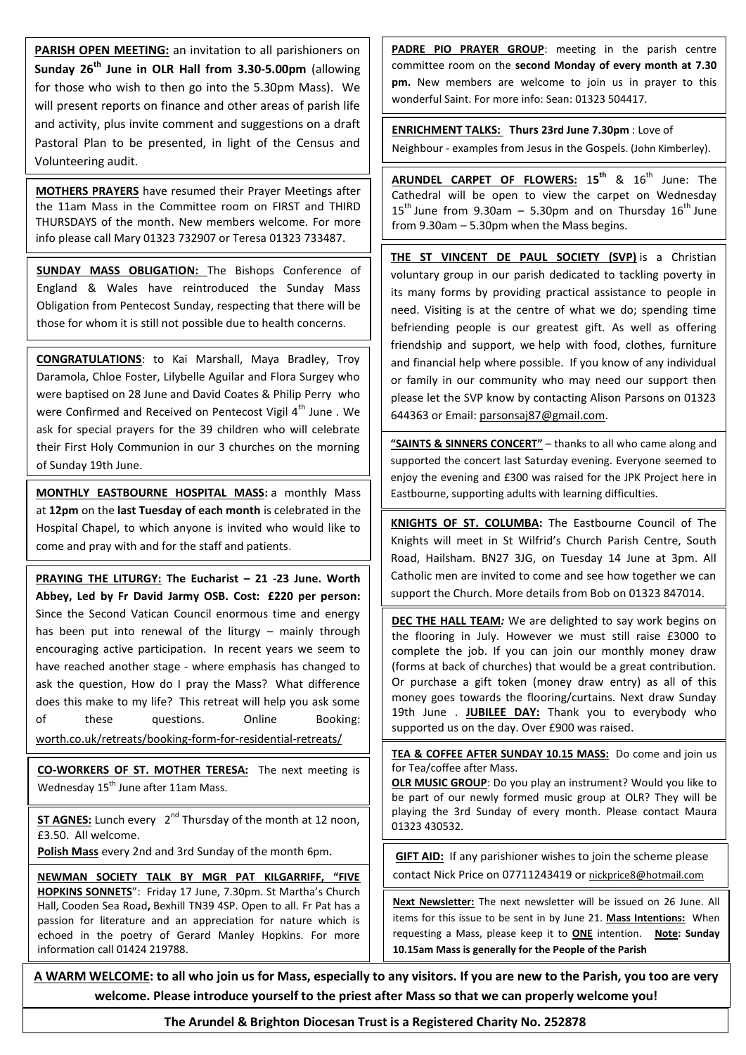**PARISH OPEN MEETING:** an invitation to all parishioners on **Sunday 26th June in OLR Hall from 3.30-5.00pm** (allowing for those who wish to then go into the 5.30pm Mass). We will present reports on finance and other areas of parish life and activity, plus invite comment and suggestions on a draft Pastoral Plan to be presented, in light of the Census and Volunteering audit.

**MOTHERS PRAYERS** have resumed their Prayer Meetings after the 11am Mass in the Committee room on FIRST and THIRD THURSDAYS of the month. New members welcome. For more info please call Mary 01323 732907 or Teresa 01323 733487.

**SUNDAY MASS OBLIGATION:** The Bishops Conference of England & Wales have reintroduced the Sunday Mass Obligation from Pentecost Sunday, respecting that there will be those for whom it is still not possible due to health concerns.

**CONGRATULATIONS**: to Kai Marshall, Maya Bradley, Troy Daramola, Chloe Foster, Lilybelle Aguilar and Flora Surgey who were baptised on 28 June and David Coates & Philip Perry who were Confirmed and Received on Pentecost Vigil 4th June . We ask for special prayers for the 39 children who will celebrate their First Holy Communion in our 3 churches on the morning of Sunday 19th June.

**MONTHLY EASTBOURNE HOSPITAL MASS:** a monthly Mass at **12pm** on the **last Tuesday of each month** is celebrated in the Hospital Chapel, to which anyone is invited who would like to come and pray with and for the staff and patients.

**PRAYING THE LITURGY: The Eucharist – 21 -23 June. Worth Abbey, Led by Fr David Jarmy OSB. Cost: £220 per person:** Since the Second Vatican Council enormous time and energy has been put into renewal of the liturgy – mainly through encouraging active participation. In recent years we seem to have reached another stage - where emphasis has changed to ask the question, How do I pray the Mass? What difference does this make to my life? This retreat will help you ask some of these questions. Online Booking: worth.co.uk/retreats/booking-form-for-residential-retreats/

**CO-WORKERS OF ST. MOTHER TERESA:** The next meeting is Wednesday 15th June after 11am Mass.

**ST AGNES:** Lunch every 2nd Thursday of the month at 12 noon, £3.50. All welcome.

**Polish Mass** every 2nd and 3rd Sunday of the month 6pm.

**NEWMAN SOCIETY TALK BY MGR PAT KILGARRIFF, "FIVE HOPKINS SONNETS"**: Friday 17 June, 7.30pm. St Martha's Church Hall, Cooden Sea Road**,** Bexhill TN39 4SP. Open to all. Fr Pat has a passion for literature and an appreciation for nature which is echoed in the poetry of Gerard Manley Hopkins. For more information call 01424 219788.

**PADRE PIO PRAYER GROUP**: meeting in the parish centre committee room on the **second Monday of every month at 7.30 pm.** New members are welcome to join us in prayer to this wonderful Saint. For more info: Sean: 01323 504417.

**ENRICHMENT TALKS: Thurs 23rd June 7.30pm** : Love of Neighbour - examples from Jesus in the Gospels. (John Kimberley).

**ARUNDEL CARPET OF FLOWERS:** 1**5th** & 16th June: The Cathedral will be open to view the carpet on Wednesday 15th June from 9.30am – 5.30pm and on Thursday 16th June from 9.30am – 5.30pm when the Mass begins.

**THE ST VINCENT DE PAUL SOCIETY (SVP)** is a Christian voluntary group in our parish dedicated to tackling poverty in its many forms by providing practical assistance to people in need. Visiting is at the centre of what we do; spending time befriending people is our greatest gift. As well as offering friendship and support, we help with food, clothes, furniture and financial help where possible. If you know of any individual or family in our community who may need our support then please let the SVP know by contacting Alison Parsons on 01323 644363 or Email: parsonsaj87@gmail.com.

**"SAINTS & SINNERS CONCERT"** – thanks to all who came along and supported the concert last Saturday evening. Everyone seemed to enjoy the evening and £300 was raised for the JPK Project here in Eastbourne, supporting adults with learning difficulties.

**KNIGHTS OF ST. COLUMBA:** The Eastbourne Council of The Knights will meet in St Wilfrid's Church Parish Centre, South Road, Hailsham. BN27 3JG, on Tuesday 14 June at 3pm. All Catholic men are invited to come and see how together we can support the Church. More details from Bob on 01323 847014.

**DEC THE HALL TEAM***:* We are delighted to say work begins on the flooring in July. However we must still raise £3000 to complete the job. If you can join our monthly money draw (forms at back of churches) that would be a great contribution. Or purchase a gift token (money draw entry) as all of this money goes towards the flooring/curtains. Next draw Sunday 19th June . **JUBILEE DAY:** Thank you to everybody who supported us on the day. Over £900 was raised.

**TEA & COFFEE AFTER SUNDAY 10.15 MASS:** Do come and join us for Tea/coffee after Mass.

**OLR MUSIC GROUP**: Do you play an instrument? Would you like to be part of our newly formed music group at OLR? They will be playing the 3rd Sunday of every month. Please contact Maura 01323 430532.

**GIFT AID:** If any parishioner wishes to join the scheme please contact Nick Price on 07711243419 or nickprice8@hotmail.com

**Next Newsletter:** The next newsletter will be issued on 26 June. All items for this issue to be sent in by June 21. **Mass Intentions:** When requesting a Mass, please keep it to **ONE** intention. **Note: Sunday 10.15am Mass is generally for the People of the Parish**

**A WARM WELCOME: to all who join us for Mass, especially to any visitors. If you are new to the Parish, you too are very welcome. Please introduce yourself to the priest after Mass so that we can properly welcome you!**

**The Arundel & Brighton Diocesan Trust is a Registered Charity No. 252878**